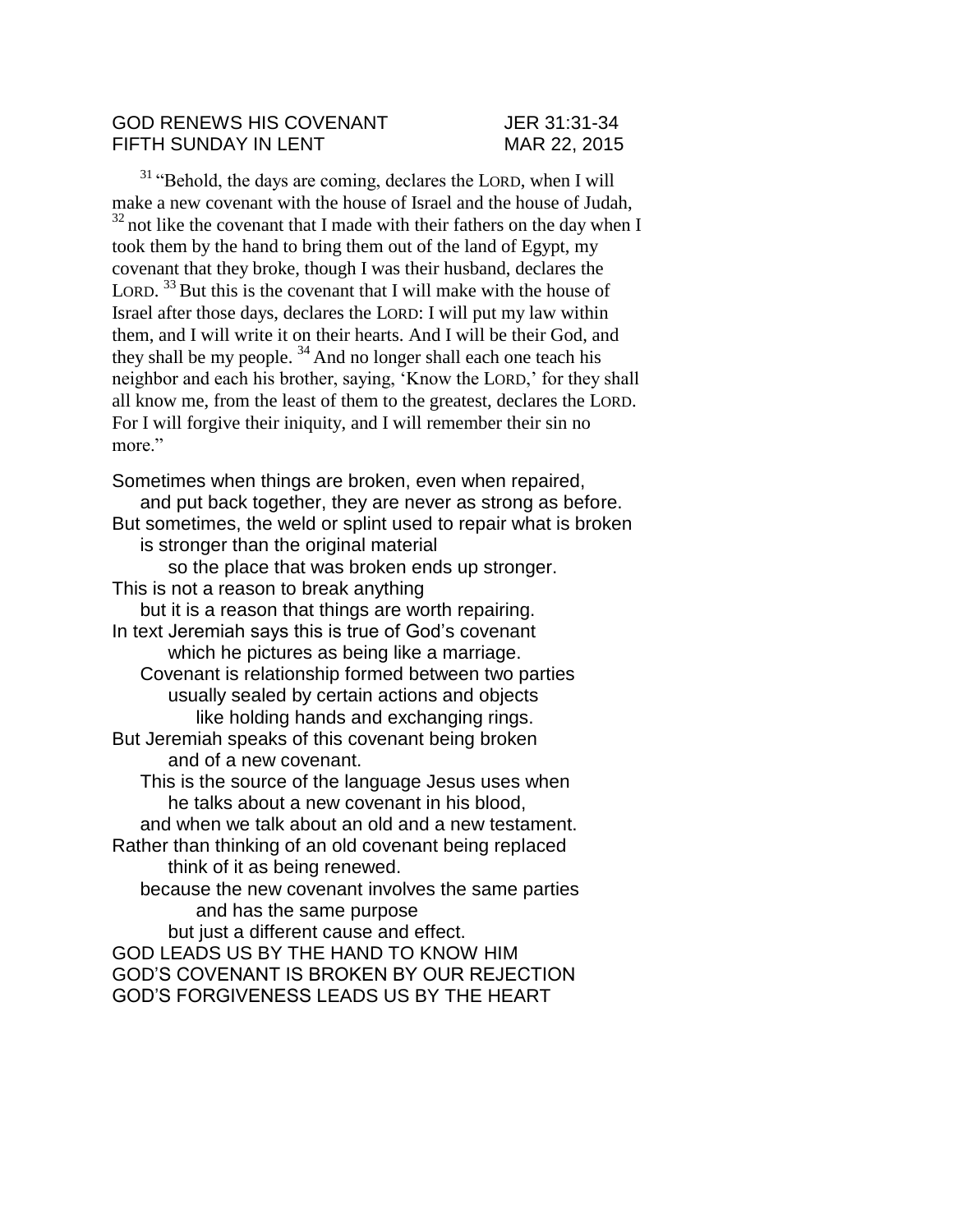GOD RENEWS HIS COVENANT JER 31:31-34
FIFTH SUNDAY IN LENT MAR 22, 2015

[31] "Behold, the days are coming, declares the LORD, when I will make a new covenant with the house of Israel and the house of Judah, [32] not like the covenant that I made with their fathers on the day when I took them by the hand to bring them out of the land of Egypt, my covenant that they broke, though I was their husband, declares the LORD. [33] But this is the covenant that I will make with the house of Israel after those days, declares the LORD: I will put my law within them, and I will write it on their hearts. And I will be their God, and they shall be my people. [34] And no longer shall each one teach his neighbor and each his brother, saying, 'Know the LORD,' for they shall all know me, from the least of them to the greatest, declares the LORD. For I will forgive their iniquity, and I will remember their sin no more."

Sometimes when things are broken, even when repaired,
and put back together, they are never as strong as before.
But sometimes, the weld or splint used to repair what is broken
is stronger than the original material
so the place that was broken ends up stronger.
This is not a reason to break anything
but it is a reason that things are worth repairing.
In text Jeremiah says this is true of God's covenant
which he pictures as being like a marriage.
Covenant is relationship formed between two parties
usually sealed by certain actions and objects
like holding hands and exchanging rings.
But Jeremiah speaks of this covenant being broken
and of a new covenant.
This is the source of the language Jesus uses when
he talks about a new covenant in his blood,
and when we talk about an old and a new testament.
Rather than thinking of an old covenant being replaced
think of it as being renewed.
because the new covenant involves the same parties
and has the same purpose
but just a different cause and effect.
GOD LEADS US BY THE HAND TO KNOW HIM
GOD'S COVENANT IS BROKEN BY OUR REJECTION
GOD'S FORGIVENESS LEADS US BY THE HEART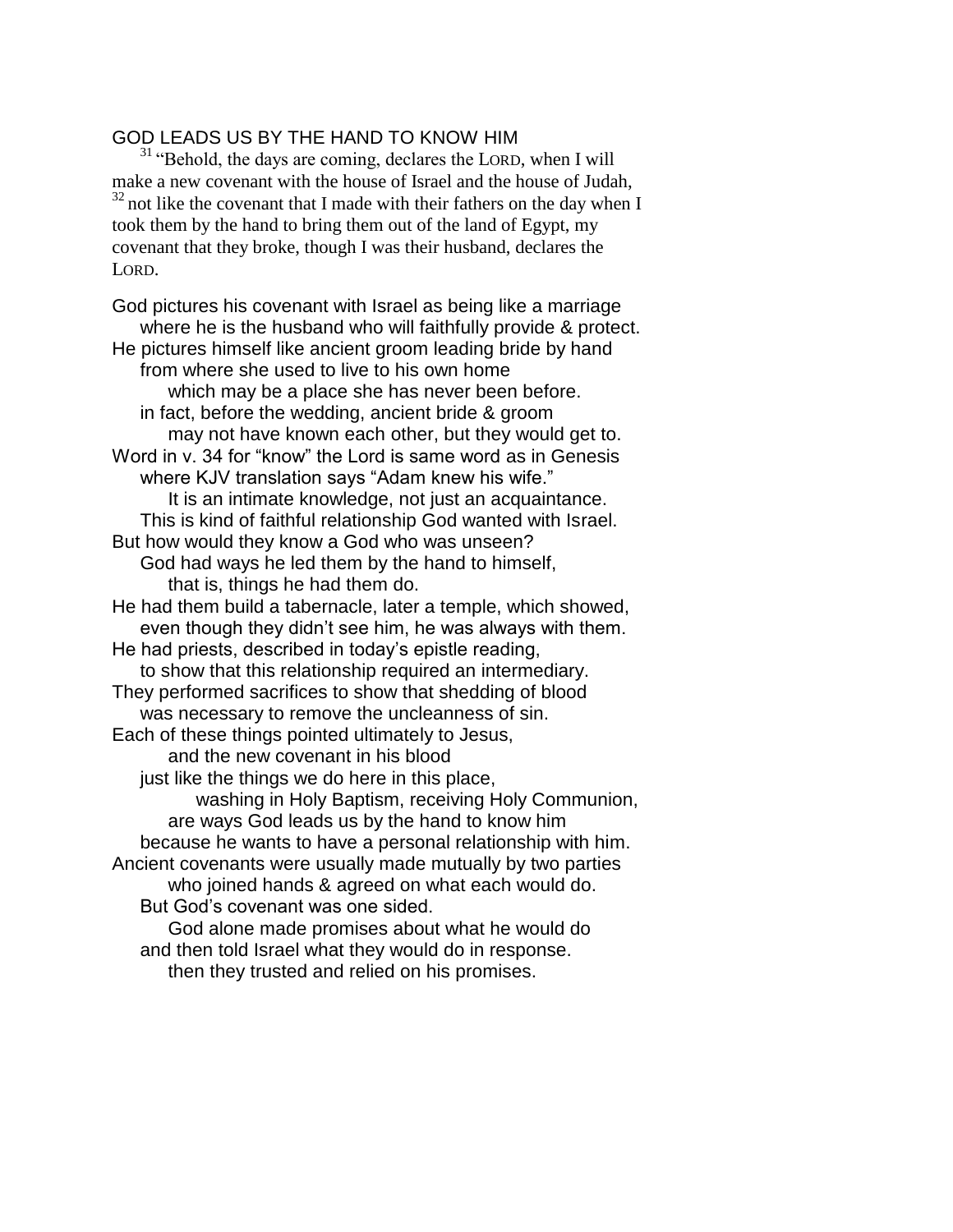## GOD LEADS US BY THE HAND TO KNOW HIM

[31] "Behold, the days are coming, declares the LORD, when I will make a new covenant with the house of Israel and the house of Judah, [32] not like the covenant that I made with their fathers on the day when I took them by the hand to bring them out of the land of Egypt, my covenant that they broke, though I was their husband, declares the LORD.

God pictures his covenant with Israel as being like a marriage
  where he is the husband who will faithfully provide & protect.
He pictures himself like ancient groom leading bride by hand
  from where she used to live to his own home
    which may be a place she has never been before.
  in fact, before the wedding, ancient bride & groom
    may not have known each other, but they would get to.
Word in v. 34 for "know" the Lord is same word as in Genesis
  where KJV translation says "Adam knew his wife."
    It is an intimate knowledge, not just an acquaintance.
  This is kind of faithful relationship God wanted with Israel.
But how would they know a God who was unseen?
  God had ways he led them by the hand to himself,
    that is, things he had them do.
He had them build a tabernacle, later a temple, which showed,
  even though they didn't see him, he was always with them.
He had priests, described in today's epistle reading,
  to show that this relationship required an intermediary.
They performed sacrifices to show that shedding of blood
  was necessary to remove the uncleanness of sin.
Each of these things pointed ultimately to Jesus,
    and the new covenant in his blood
  just like the things we do here in this place,
      washing in Holy Baptism, receiving Holy Communion,
    are ways God leads us by the hand to know him
  because he wants to have a personal relationship with him.
Ancient covenants were usually made mutually by two parties
    who joined hands & agreed on what each would do.
  But God's covenant was one sided.
    God alone made promises about what he would do
  and then told Israel what they would do in response.
    then they trusted and relied on his promises.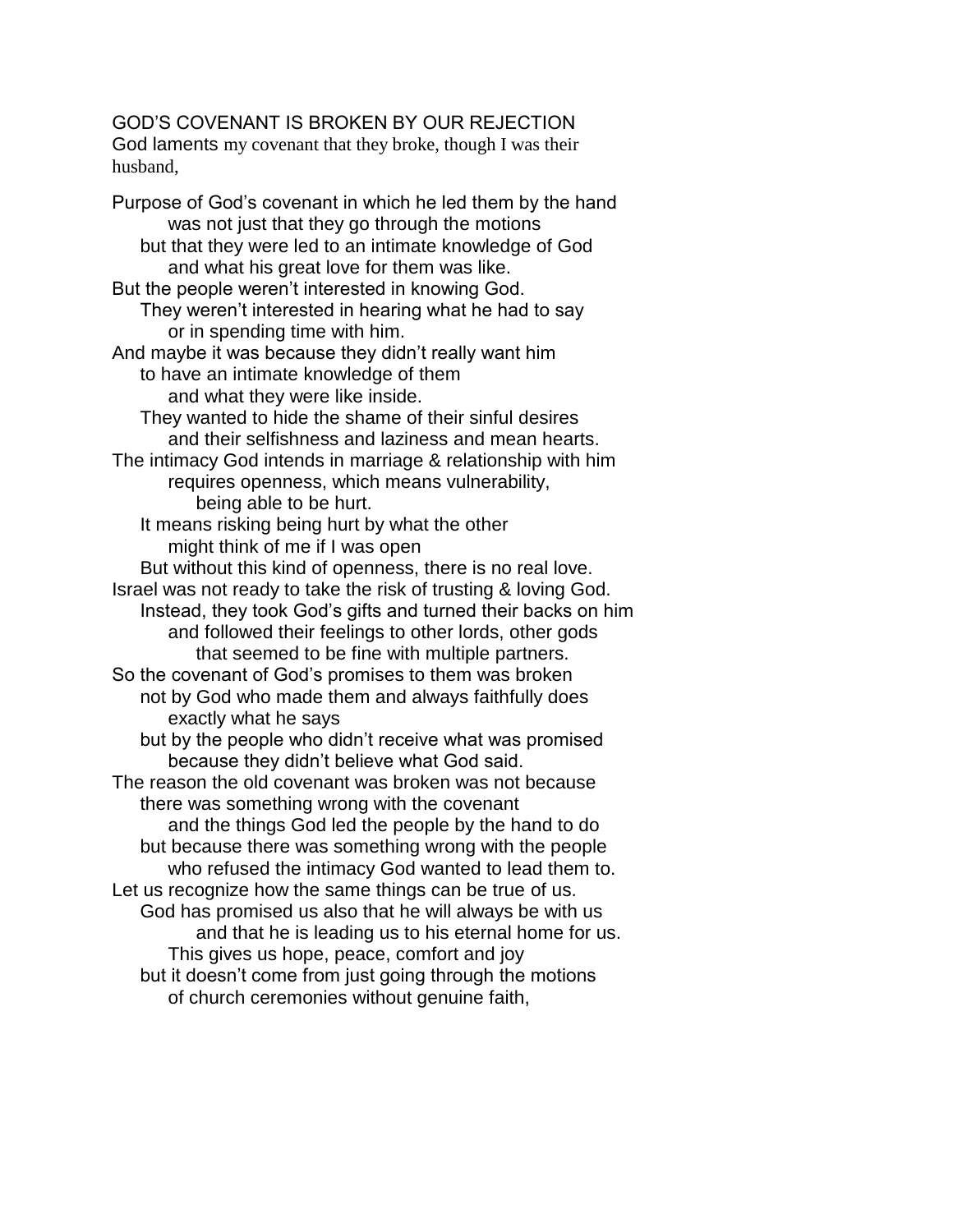GOD'S COVENANT IS BROKEN BY OUR REJECTION

God laments my covenant that they broke, though I was their husband,

Purpose of God's covenant in which he led them by the hand
was not just that they go through the motions
but that they were led to an intimate knowledge of God
and what his great love for them was like.
But the people weren't interested in knowing God.
They weren't interested in hearing what he had to say
or in spending time with him.
And maybe it was because they didn't really want him
to have an intimate knowledge of them
and what they were like inside.
They wanted to hide the shame of their sinful desires
and their selfishness and laziness and mean hearts.
The intimacy God intends in marriage & relationship with him
requires openness, which means vulnerability,
being able to be hurt.
It means risking being hurt by what the other
might think of me if I was open
But without this kind of openness, there is no real love.
Israel was not ready to take the risk of trusting & loving God.
Instead, they took God's gifts and turned their backs on him
and followed their feelings to other lords, other gods
that seemed to be fine with multiple partners.
So the covenant of God's promises to them was broken
not by God who made them and always faithfully does
exactly what he says
but by the people who didn't receive what was promised
because they didn't believe what God said.
The reason the old covenant was broken was not because
there was something wrong with the covenant
and the things God led the people by the hand to do
but because there was something wrong with the people
who refused the intimacy God wanted to lead them to.
Let us recognize how the same things can be true of us.
God has promised us also that he will always be with us
and that he is leading us to his eternal home for us.
This gives us hope, peace, comfort and joy
but it doesn't come from just going through the motions
of church ceremonies without genuine faith,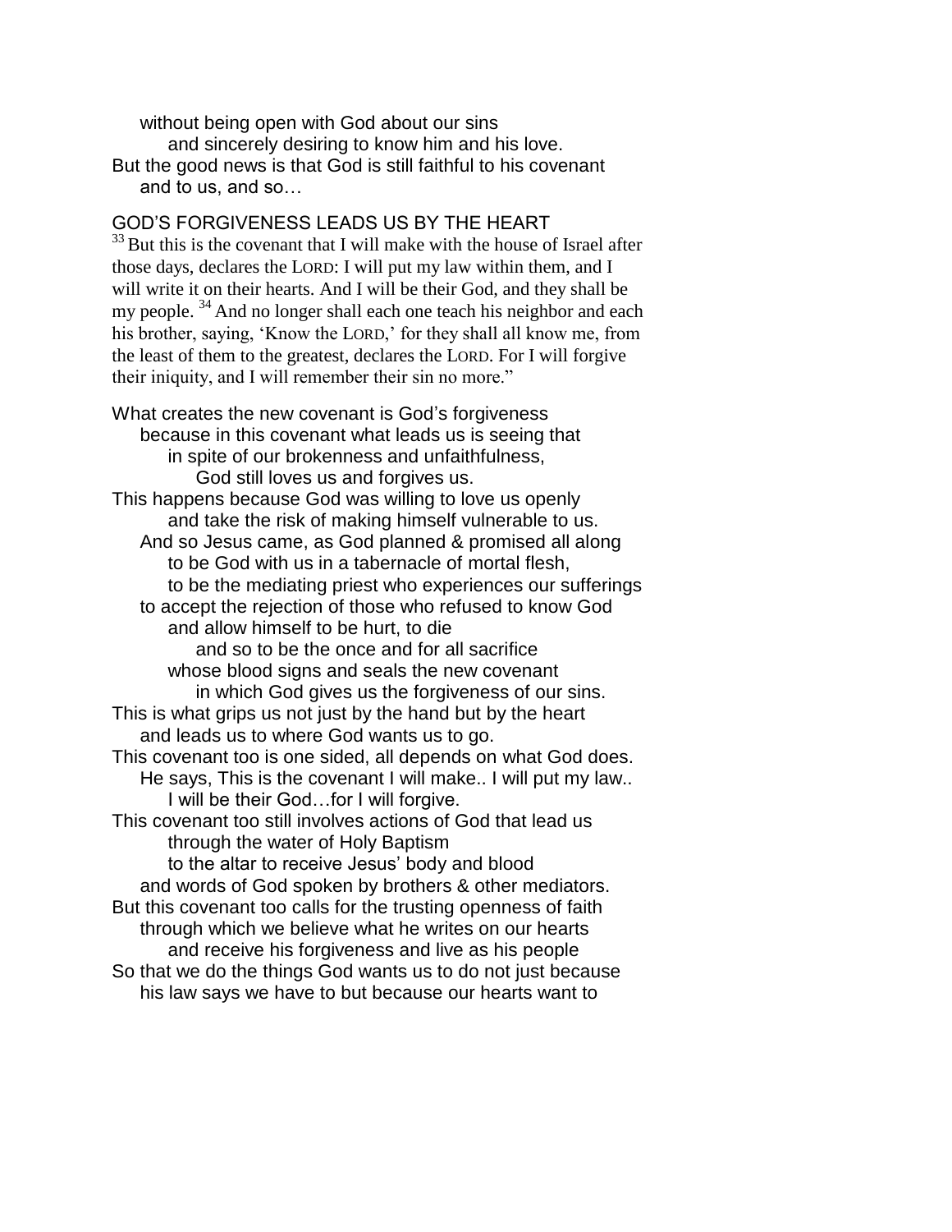without being open with God about our sins
and sincerely desiring to know him and his love.
But the good news is that God is still faithful to his covenant
and to us, and so…

## GOD'S FORGIVENESS LEADS US BY THE HEART

[33] But this is the covenant that I will make with the house of Israel after those days, declares the LORD: I will put my law within them, and I will write it on their hearts. And I will be their God, and they shall be my people. [34] And no longer shall each one teach his neighbor and each his brother, saying, 'Know the LORD,' for they shall all know me, from the least of them to the greatest, declares the LORD. For I will forgive their iniquity, and I will remember their sin no more."

What creates the new covenant is God's forgiveness
because in this covenant what leads us is seeing that
in spite of our brokenness and unfaithfulness,
God still loves us and forgives us.
This happens because God was willing to love us openly
and take the risk of making himself vulnerable to us.
And so Jesus came, as God planned & promised all along
to be God with us in a tabernacle of mortal flesh,
to be the mediating priest who experiences our sufferings
to accept the rejection of those who refused to know God
and allow himself to be hurt, to die
and so to be the once and for all sacrifice
whose blood signs and seals the new covenant
in which God gives us the forgiveness of our sins.
This is what grips us not just by the hand but by the heart
and leads us to where God wants us to go.
This covenant too is one sided, all depends on what God does.
He says, This is the covenant I will make.. I will put my law..
I will be their God…for I will forgive.
This covenant too still involves actions of God that lead us
through the water of Holy Baptism
to the altar to receive Jesus' body and blood
and words of God spoken by brothers & other mediators.
But this covenant too calls for the trusting openness of faith
through which we believe what he writes on our hearts
and receive his forgiveness and live as his people
So that we do the things God wants us to do not just because
his law says we have to but because our hearts want to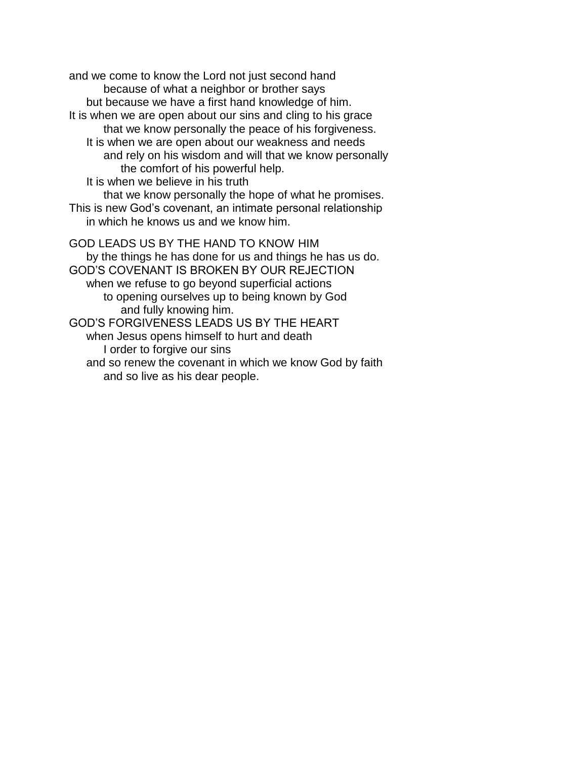and we come to know the Lord not just second hand
        because of what a neighbor or brother says
    but because we have a first hand knowledge of him.
It is when we are open about our sins and cling to his grace
        that we know personally the peace of his forgiveness.
    It is when we are open about our weakness and needs
        and rely on his wisdom and will that we know personally
            the comfort of his powerful help.
    It is when we believe in his truth
        that we know personally the hope of what he promises.
This is new God’s covenant, an intimate personal relationship
    in which he knows us and we know him.

GOD LEADS US BY THE HAND TO KNOW HIM
    by the things he has done for us and things he has us do.
GOD’S COVENANT IS BROKEN BY OUR REJECTION
    when we refuse to go beyond superficial actions
        to opening ourselves up to being known by God
            and fully knowing him.
GOD’S FORGIVENESS LEADS US BY THE HEART
    when Jesus opens himself to hurt and death
        I order to forgive our sins
    and so renew the covenant in which we know God by faith
        and so live as his dear people.